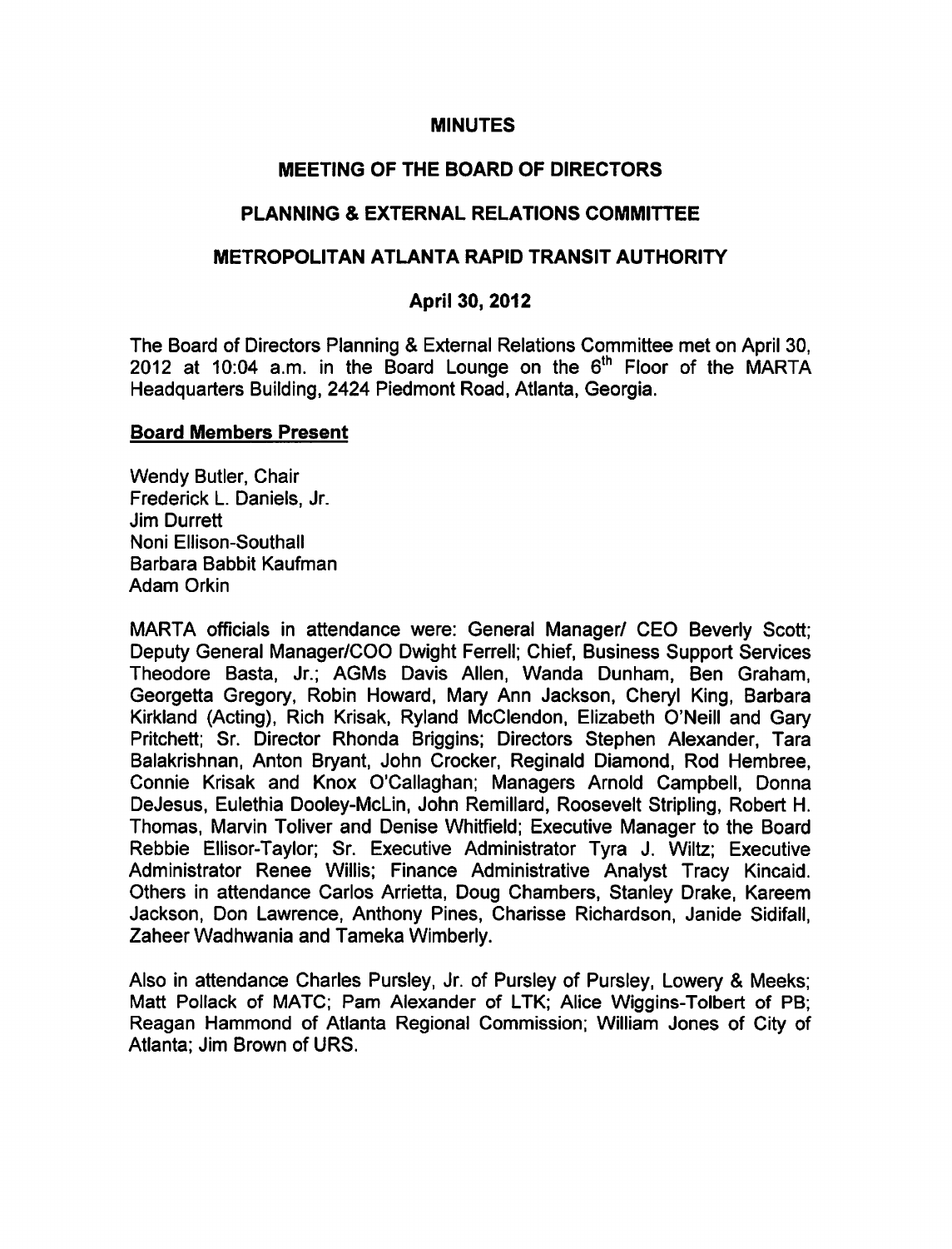# MINUTES

## MEETING OF THE BOARD OF DIRECTORS

## PLANNING & EXTERNAL RELATIONS COMMITTEE

## METROPOLITAN ATLANTA RAPID TRANSIT AUTHORITY

## April 30, 2012

The Board of Directors Planning & External Relations Committee met on April 30, 2012 at 10:04 a.m. in the Board Lounge on the 6th Floor of the MARTA Headquarters Building, 2424 Piedmont Road, Atlanta, Georgia.

**Board Members Present**

Wendy Butler, Chair
Frederick L. Daniels, Jr.
Jim Durrett
Noni Ellison-Southall
Barbara Babbit Kaufman
Adam Orkin

MARTA officials in attendance were: General Manager/ CEO Beverly Scott; Deputy General Manager/COO Dwight Ferrell; Chief, Business Support Services Theodore Basta, Jr.; AGMs Davis Allen, Wanda Dunham, Ben Graham, Georgetta Gregory, Robin Howard, Mary Ann Jackson, Cheryl King, Barbara Kirkland (Acting), Rich Krisak, Ryland McClendon, Elizabeth O'Neill and Gary Pritchett; Sr. Director Rhonda Briggins; Directors Stephen Alexander, Tara Balakrishnan, Anton Bryant, John Crocker, Reginald Diamond, Rod Hembree, Connie Krisak and Knox O'Callaghan; Managers Arnold Campbell, Donna DeJesus, Eulethia Dooley-McLin, John Remillard, Roosevelt Stripling, Robert H. Thomas, Marvin Toliver and Denise Whitfield; Executive Manager to the Board Rebbie Ellisor-Taylor; Sr. Executive Administrator Tyra J. Wiltz; Executive Administrator Renee Willis; Finance Administrative Analyst Tracy Kincaid. Others in attendance Carlos Arrietta, Doug Chambers, Stanley Drake, Kareem Jackson, Don Lawrence, Anthony Pines, Charisse Richardson, Janide Sidifall, Zaheer Wadhwania and Tameka Wimberly.

Also in attendance Charles Pursley, Jr. of Pursley of Pursley, Lowery & Meeks; Matt Pollack of MATC; Pam Alexander of LTK; Alice Wiggins-Tolbert of PB; Reagan Hammond of Atlanta Regional Commission; William Jones of City of Atlanta; Jim Brown of URS.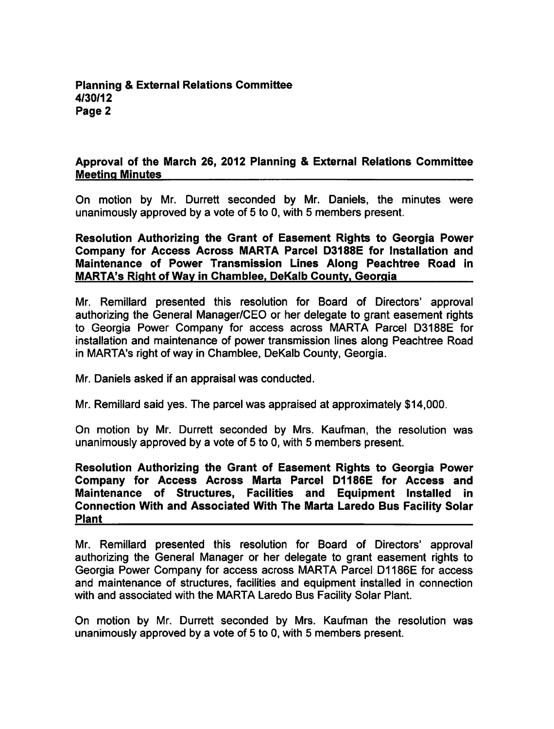## Approval of the March 26, 2012 Planning & External Relations Committee Meeting Minutes

On motion by Mr. Durrett seconded by Mr. Daniels, the minutes were unanimously approved by a vote of 5 to 0, with 5 members present.

## Resolution Authorizing the Grant of Easement Rights to Georgia Power Company for Access Across MARTA Parcel D3188E for Installation and Maintenance of Power Transmission Lines Along Peachtree Road in MARTA's Right of Way in Chamblee, DeKalb County, Georgia

Mr. Remillard presented this resolution for Board of Directors' approval authorizing the General Manager/CEO or her delegate to grant easement rights to Georgia Power Company for access across MARTA Parcel D3188E for installation and maintenance of power transmission lines along Peachtree Road in MARTA's right of way in Chamblee, DeKalb County, Georgia.

Mr. Daniels asked if an appraisal was conducted.

Mr. Remillard said yes. The parcel was appraised at approximately $14,000.

On motion by Mr. Durrett seconded by Mrs. Kaufman, the resolution was unanimously approved by a vote of 5 to 0, with 5 members present.

## Resolution Authorizing the Grant of Easement Rights to Georgia Power Company for Access Across Marta Parcel D1186E for Access and Maintenance of Structures, Facilities and Equipment Installed in Connection With and Associated With The Marta Laredo Bus Facility Solar Plant

Mr. Remillard presented this resolution for Board of Directors' approval authorizing the General Manager or her delegate to grant easement rights to Georgia Power Company for access across MARTA Parcel D1186E for access and maintenance of structures, facilities and equipment installed in connection with and associated with the MARTA Laredo Bus Facility Solar Plant.

On motion by Mr. Durrett seconded by Mrs. Kaufman the resolution was unanimously approved by a vote of 5 to 0, with 5 members present.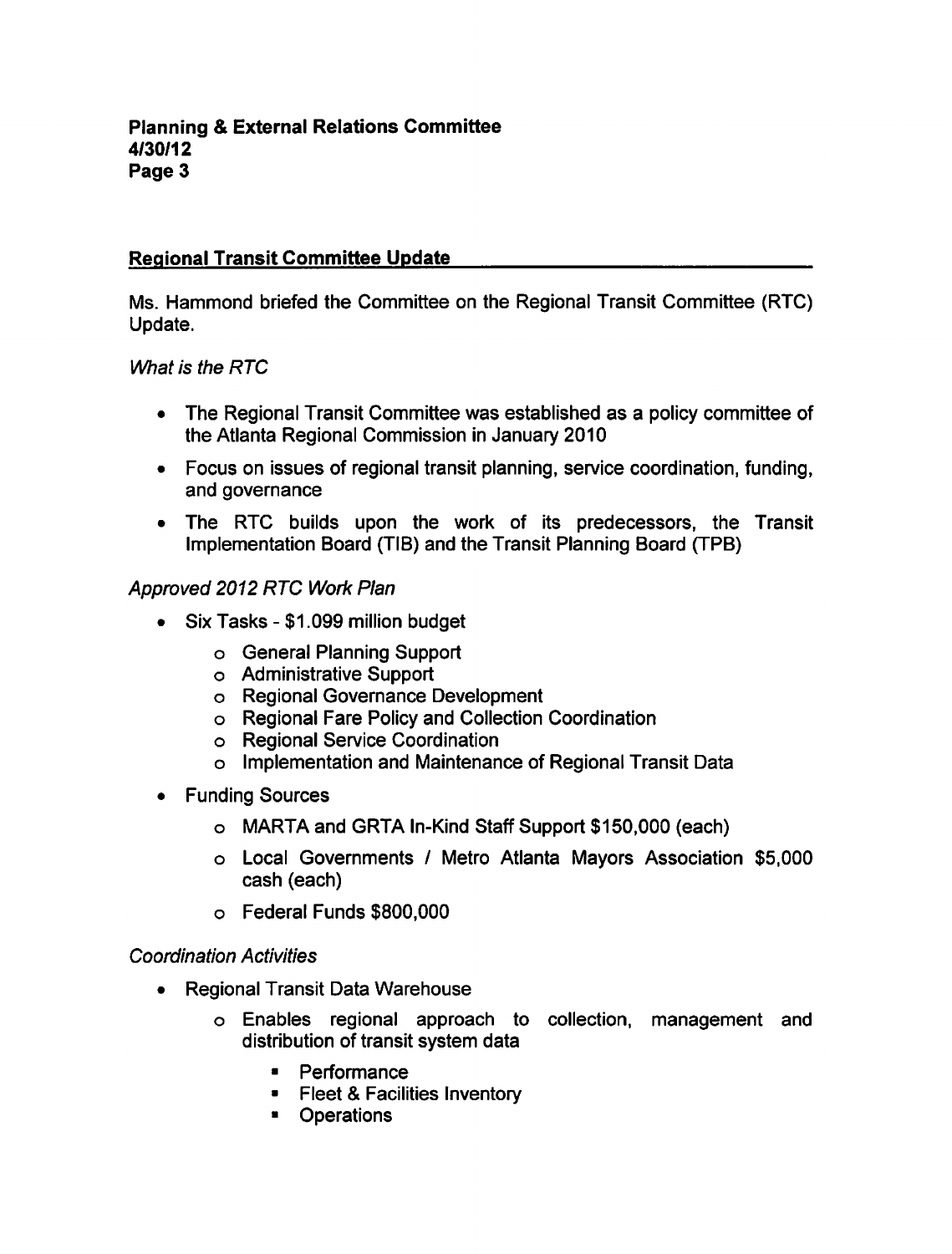## Regional Transit Committee Update

Ms. Hammond briefed the Committee on the Regional Transit Committee (RTC) Update.

*What is the RTC*

- The Regional Transit Committee was established as a policy committee of the Atlanta Regional Commission in January 2010
- Focus on issues of regional transit planning, service coordination, funding, and governance
- The RTC builds upon the work of its predecessors, the Transit Implementation Board (TIB) and the Transit Planning Board (TPB)

*Approved 2012 RTC Work Plan*

- Six Tasks - $1.099 million budget
  - General Planning Support
  - Administrative Support
  - Regional Governance Development
  - Regional Fare Policy and Collection Coordination
  - Regional Service Coordination
  - Implementation and Maintenance of Regional Transit Data
- Funding Sources
  - MARTA and GRTA In-Kind Staff Support $150,000 (each)
  - Local Governments / Metro Atlanta Mayors Association $5,000 cash (each)
  - Federal Funds $800,000

*Coordination Activities*

- Regional Transit Data Warehouse
  - Enables regional approach to collection, management and distribution of transit system data
    - Performance
    - Fleet & Facilities Inventory
    - Operations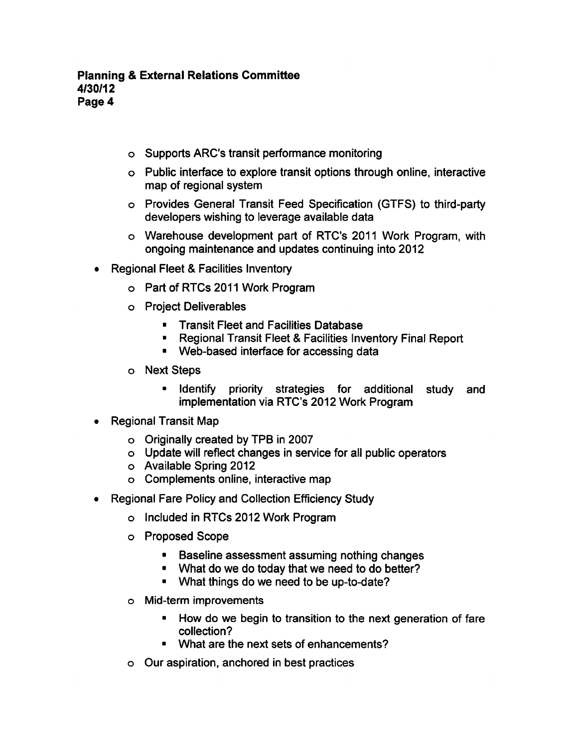- Supports ARC's transit performance monitoring
  - Public interface to explore transit options through online, interactive map of regional system
  - Provides General Transit Feed Specification (GTFS) to third-party developers wishing to leverage available data
  - Warehouse development part of RTC's 2011 Work Program, with ongoing maintenance and updates continuing into 2012
- Regional Fleet & Facilities Inventory
  - Part of RTCs 2011 Work Program
  - Project Deliverables
    - Transit Fleet and Facilities Database
    - Regional Transit Fleet & Facilities Inventory Final Report
    - Web-based interface for accessing data
  - Next Steps
    - Identify priority strategies for additional study and implementation via RTC's 2012 Work Program
- Regional Transit Map
  - Originally created by TPB in 2007
  - Update will reflect changes in service for all public operators
  - Available Spring 2012
  - Complements online, interactive map
- Regional Fare Policy and Collection Efficiency Study
  - Included in RTCs 2012 Work Program
  - Proposed Scope
    - Baseline assessment assuming nothing changes
    - What do we do today that we need to do better?
    - What things do we need to be up-to-date?
  - Mid-term improvements
    - How do we begin to transition to the next generation of fare collection?
    - What are the next sets of enhancements?
  - Our aspiration, anchored in best practices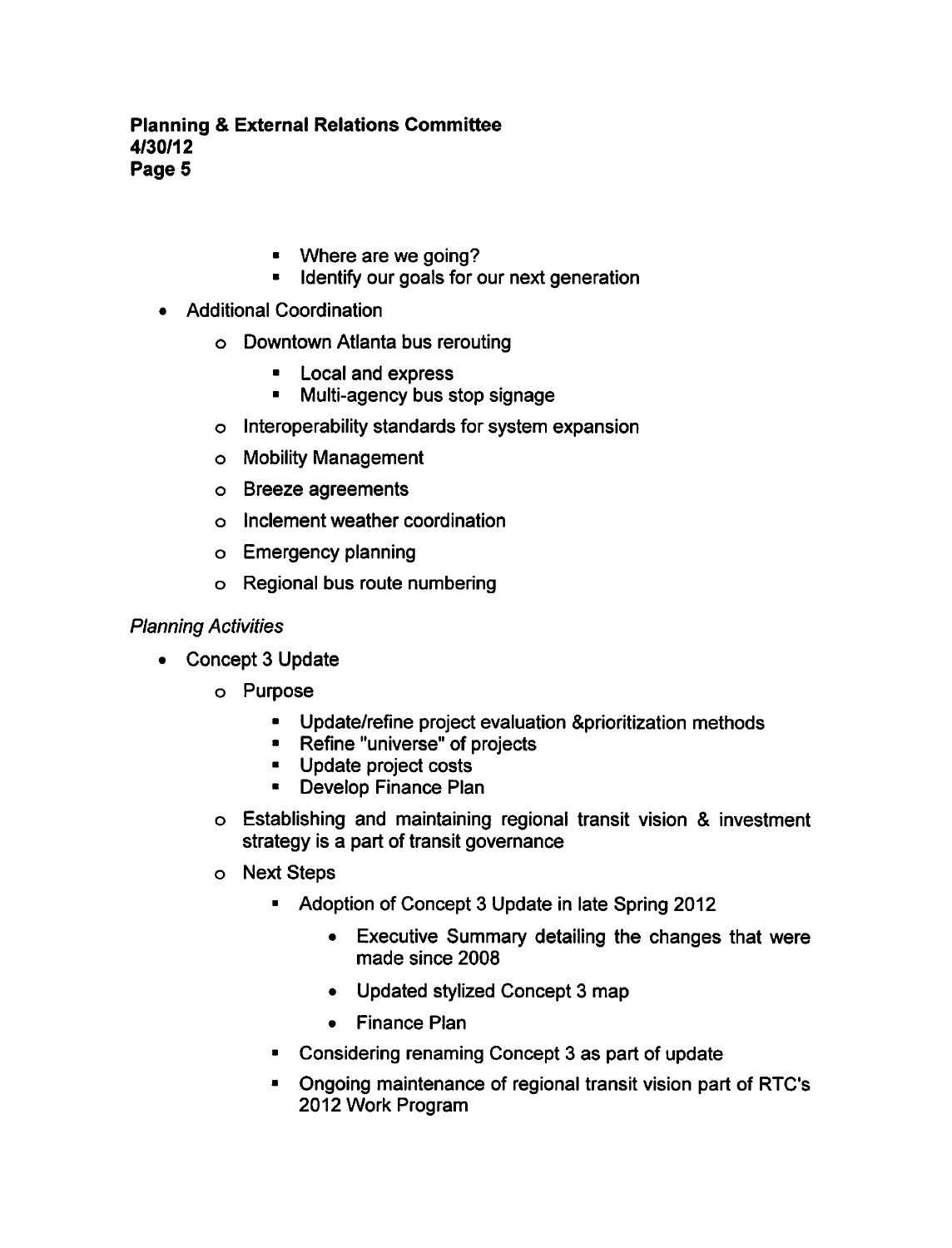- Where are we going?
- Identify our goals for our next generation

- Additional Coordination
  - Downtown Atlanta bus rerouting
    - Local and express
    - Multi-agency bus stop signage
  - Interoperability standards for system expansion
  - Mobility Management
  - Breeze agreements
  - Inclement weather coordination
  - Emergency planning
  - Regional bus route numbering

*Planning Activities*

- Concept 3 Update
  - Purpose
    - Update/refine project evaluation &prioritization methods
    - Refine "universe" of projects
    - Update project costs
    - Develop Finance Plan
  - Establishing and maintaining regional transit vision & investment strategy is a part of transit governance
  - Next Steps
    - Adoption of Concept 3 Update in late Spring 2012
      - Executive Summary detailing the changes that were made since 2008
      - Updated stylized Concept 3 map
      - Finance Plan
    - Considering renaming Concept 3 as part of update
    - Ongoing maintenance of regional transit vision part of RTC's 2012 Work Program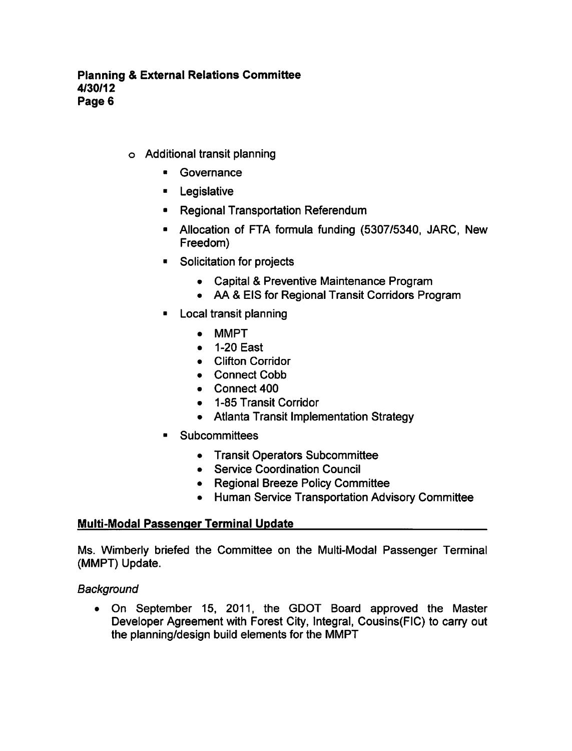- Additional transit planning
  - Governance
  - Legislative
  - Regional Transportation Referendum
  - Allocation of FTA formula funding (5307/5340, JARC, New Freedom)
  - Solicitation for projects
    - Capital & Preventive Maintenance Program
    - AA & EIS for Regional Transit Corridors Program
  - Local transit planning
    - MMPT
    - 1-20 East
    - Clifton Corridor
    - Connect Cobb
    - Connect 400
    - 1-85 Transit Corridor
    - Atlanta Transit Implementation Strategy
  - Subcommittees
    - Transit Operators Subcommittee
    - Service Coordination Council
    - Regional Breeze Policy Committee
    - Human Service Transportation Advisory Committee

**Multi-Modal Passenger Terminal Update**

Ms. Wimberly briefed the Committee on the Multi-Modal Passenger Terminal (MMPT) Update.

*Background*

- On September 15, 2011, the GDOT Board approved the Master Developer Agreement with Forest City, Integral, Cousins(FIC) to carry out the planning/design build elements for the MMPT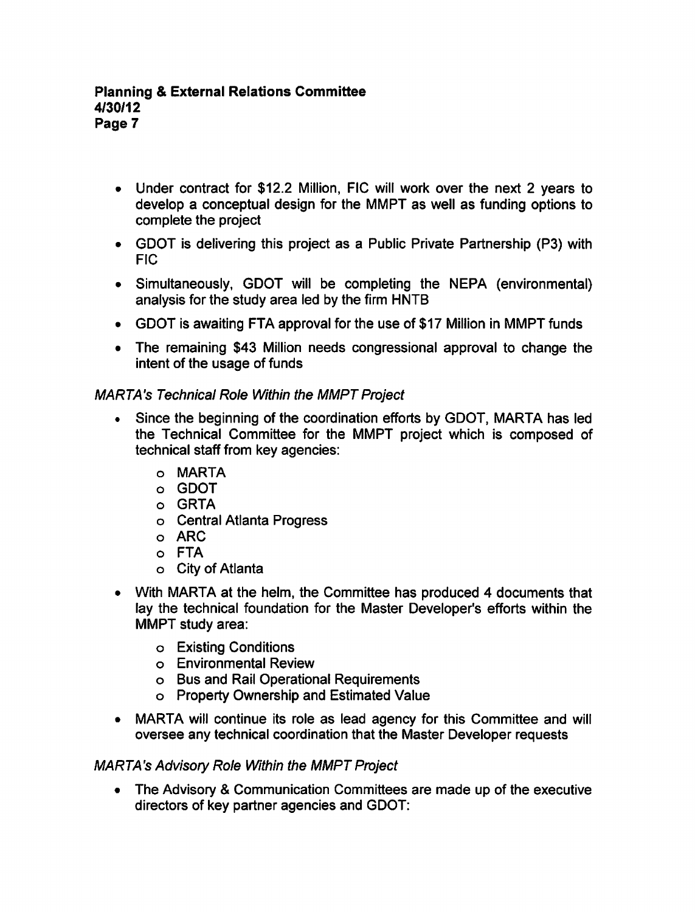- Under contract for $12.2 Million, FIC will work over the next 2 years to develop a conceptual design for the MMPT as well as funding options to complete the project
- GDOT is delivering this project as a Public Private Partnership (P3) with FIC
- Simultaneously, GDOT will be completing the NEPA (environmental) analysis for the study area led by the firm HNTB
- GDOT is awaiting FTA approval for the use of $17 Million in MMPT funds
- The remaining $43 Million needs congressional approval to change the intent of the usage of funds

*MARTA's Technical Role Within the MMPT Project*

- Since the beginning of the coordination efforts by GDOT, MARTA has led the Technical Committee for the MMPT project which is composed of technical staff from key agencies:
    - MARTA
    - GDOT
    - GRTA
    - Central Atlanta Progress
    - ARC
    - FTA
    - City of Atlanta
- With MARTA at the helm, the Committee has produced 4 documents that lay the technical foundation for the Master Developer's efforts within the MMPT study area:
    - Existing Conditions
    - Environmental Review
    - Bus and Rail Operational Requirements
    - Property Ownership and Estimated Value
- MARTA will continue its role as lead agency for this Committee and will oversee any technical coordination that the Master Developer requests

*MARTA's Advisory Role Within the MMPT Project*

- The Advisory & Communication Committees are made up of the executive directors of key partner agencies and GDOT: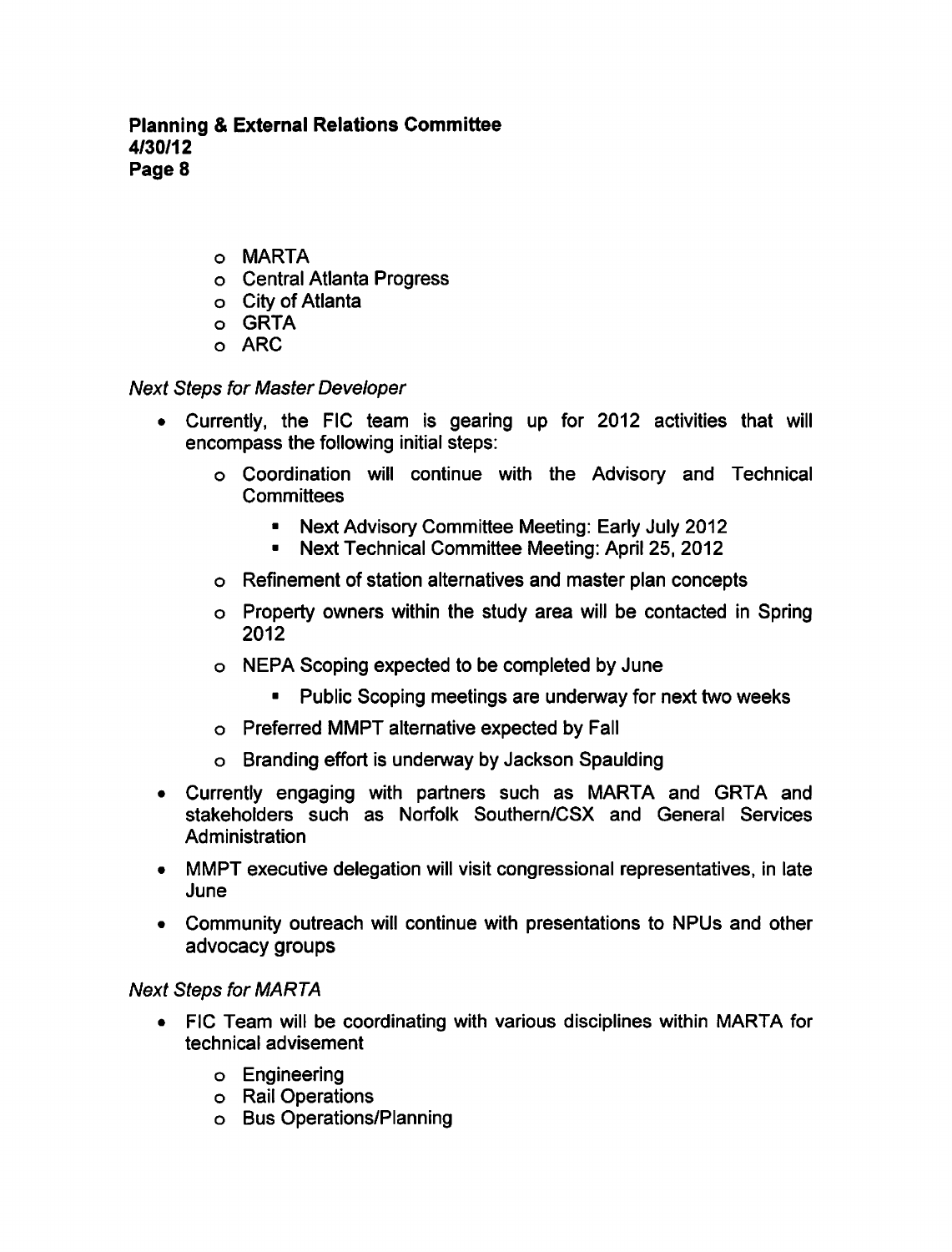- MARTA
- Central Atlanta Progress
- City of Atlanta
- GRTA
- ARC

*Next Steps for Master Developer*

- Currently, the FIC team is gearing up for 2012 activities that will encompass the following initial steps:
  - Coordination will continue with the Advisory and Technical Committees
    - Next Advisory Committee Meeting: Early July 2012
    - Next Technical Committee Meeting: April 25, 2012
  - Refinement of station alternatives and master plan concepts
  - Property owners within the study area will be contacted in Spring 2012
  - NEPA Scoping expected to be completed by June
    - Public Scoping meetings are underway for next two weeks
  - Preferred MMPT alternative expected by Fall
  - Branding effort is underway by Jackson Spaulding
- Currently engaging with partners such as MARTA and GRTA and stakeholders such as Norfolk Southern/CSX and General Services Administration
- MMPT executive delegation will visit congressional representatives, in late June
- Community outreach will continue with presentations to NPUs and other advocacy groups

*Next Steps for MARTA*

- FIC Team will be coordinating with various disciplines within MARTA for technical advisement
  - Engineering
  - Rail Operations
  - Bus Operations/Planning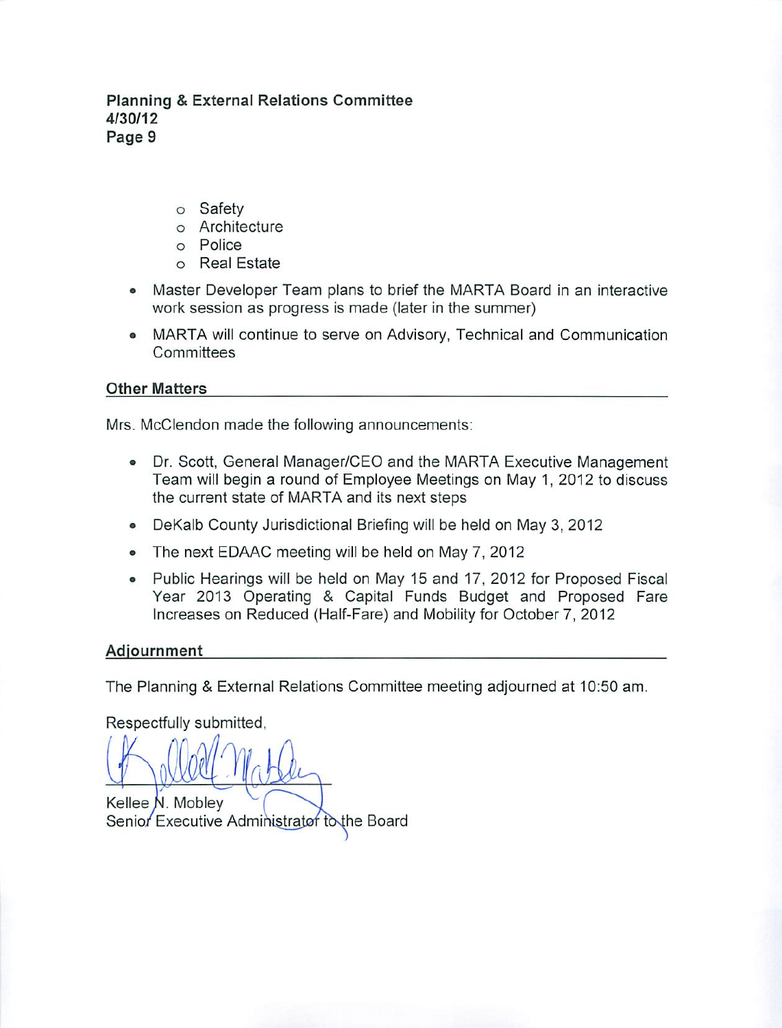- Safety
  - Architecture
  - Police
  - Real Estate

- Master Developer Team plans to brief the MARTA Board in an interactive work session as progress is made (later in the summer)
- MARTA will continue to serve on Advisory, Technical and Communication Committees

## Other Matters

Mrs. McClendon made the following announcements:

- Dr. Scott, General Manager/CEO and the MARTA Executive Management Team will begin a round of Employee Meetings on May 1, 2012 to discuss the current state of MARTA and its next steps
- DeKalb County Jurisdictional Briefing will be held on May 3, 2012
- The next EDAAC meeting will be held on May 7, 2012
- Public Hearings will be held on May 15 and 17, 2012 for Proposed Fiscal Year 2013 Operating & Capital Funds Budget and Proposed Fare Increases on Reduced (Half-Fare) and Mobility for October 7, 2012

## Adjournment

The Planning & External Relations Committee meeting adjourned at 10:50 am.

Respectfully submitted,

Kellee N. Mobley
Senior Executive Administrator to the Board